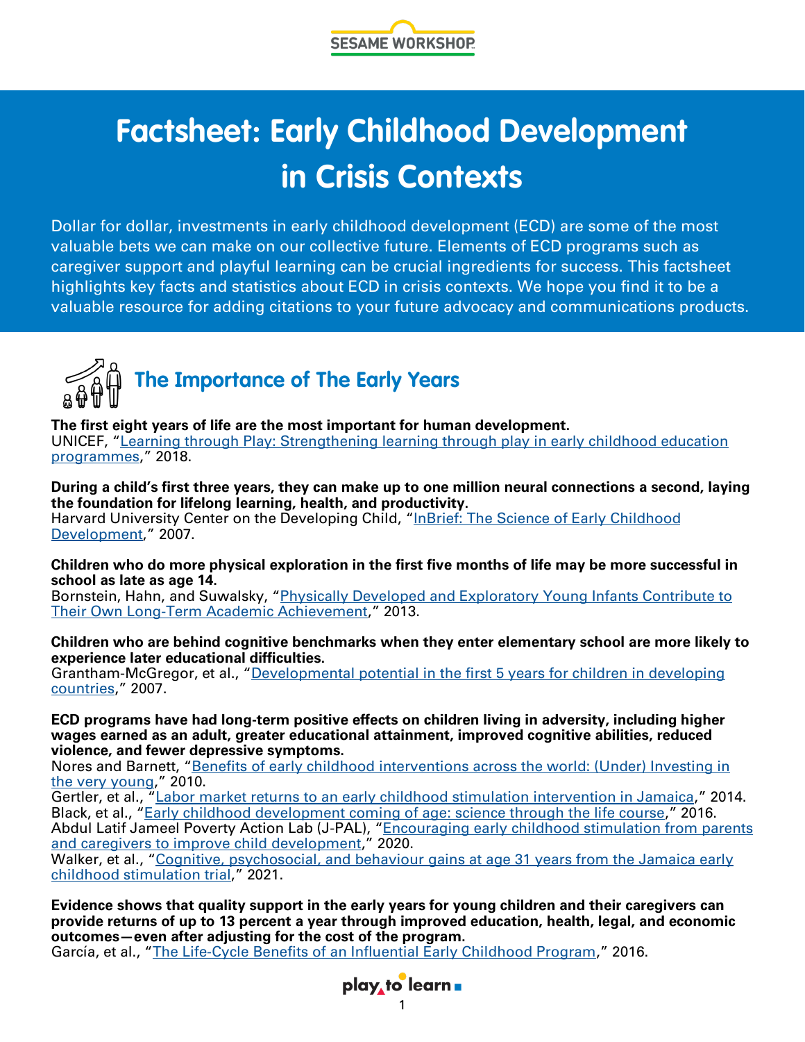SESAME WORKSHOP

# Factsheet: Early Childhood Development in Crisis Contexts

Dollar for dollar, investments in early childhood development (ECD) are some of the most valuable bets we can make on our collective future. Elements of ECD programs such as caregiver support and playful learning can be crucial ingredients for success. This factsheet highlights key facts and statistics about ECD in crisis contexts. We hope you find it to be a valuable resource for adding citations to your future advocacy and communications products.

## The Importance of The Early Years

**The first eight years of life are the most important for human development.**
UNICEF, "Learning through Play: Strengthening learning through play in early childhood education programmes," 2018.

**During a child's first three years, they can make up to one million neural connections a second, laying the foundation for lifelong learning, health, and productivity.**
Harvard University Center on the Developing Child, "InBrief: The Science of Early Childhood Development," 2007.

**Children who do more physical exploration in the first five months of life may be more successful in school as late as age 14.**
Bornstein, Hahn, and Suwalsky, "Physically Developed and Exploratory Young Infants Contribute to Their Own Long-Term Academic Achievement," 2013.

**Children who are behind cognitive benchmarks when they enter elementary school are more likely to experience later educational difficulties.**
Grantham-McGregor, et al., "Developmental potential in the first 5 years for children in developing countries," 2007.

**ECD programs have had long-term positive effects on children living in adversity, including higher wages earned as an adult, greater educational attainment, improved cognitive abilities, reduced violence, and fewer depressive symptoms.**
Nores and Barnett, "Benefits of early childhood interventions across the world: (Under) Investing in the very young," 2010.
Gertler, et al., "Labor market returns to an early childhood stimulation intervention in Jamaica," 2014.
Black, et al., "Early childhood development coming of age: science through the life course," 2016.
Abdul Latif Jameel Poverty Action Lab (J-PAL), "Encouraging early childhood stimulation from parents and caregivers to improve child development," 2020.
Walker, et al., "Cognitive, psychosocial, and behaviour gains at age 31 years from the Jamaica early childhood stimulation trial," 2021.

**Evidence shows that quality support in the early years for young children and their caregivers can provide returns of up to 13 percent a year through improved education, health, legal, and economic outcomes—even after adjusting for the cost of the program.**
García, et al., "The Life-Cycle Benefits of an Influential Early Childhood Program," 2016.

play to learn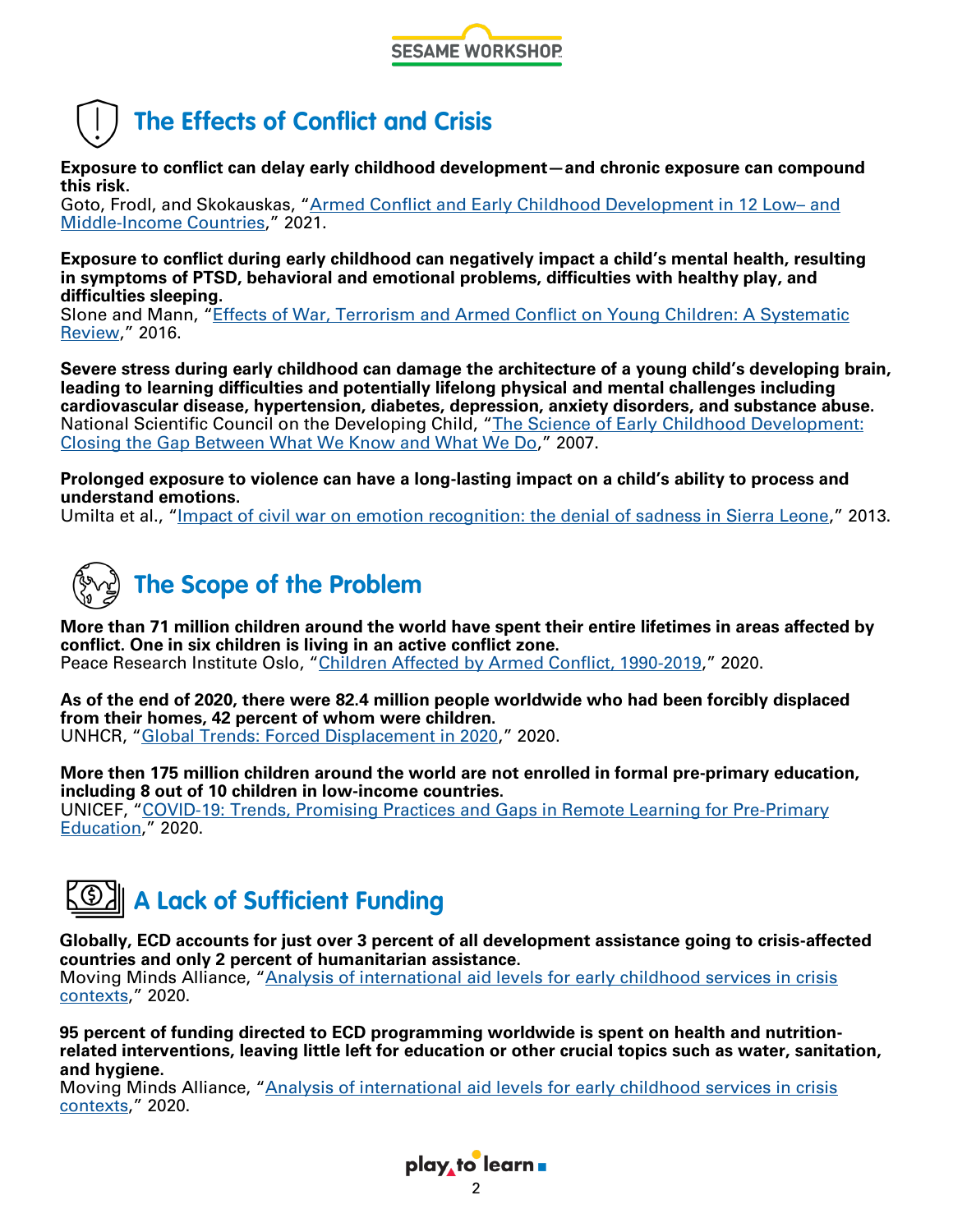## The Effects of Conflict and Crisis

**Exposure to conflict can delay early childhood development—and chronic exposure can compound this risk.**
Goto, Frodl, and Skokauskas, "Armed Conflict and Early Childhood Development in 12 Low– and Middle-Income Countries," 2021.

**Exposure to conflict during early childhood can negatively impact a child's mental health, resulting in symptoms of PTSD, behavioral and emotional problems, difficulties with healthy play, and difficulties sleeping.**
Slone and Mann, "Effects of War, Terrorism and Armed Conflict on Young Children: A Systematic Review," 2016.

**Severe stress during early childhood can damage the architecture of a young child's developing brain, leading to learning difficulties and potentially lifelong physical and mental challenges including cardiovascular disease, hypertension, diabetes, depression, anxiety disorders, and substance abuse.**
National Scientific Council on the Developing Child, "The Science of Early Childhood Development: Closing the Gap Between What We Know and What We Do," 2007.

**Prolonged exposure to violence can have a long-lasting impact on a child's ability to process and understand emotions.**
Umilta et al., "Impact of civil war on emotion recognition: the denial of sadness in Sierra Leone," 2013.

## The Scope of the Problem

**More than 71 million children around the world have spent their entire lifetimes in areas affected by conflict. One in six children is living in an active conflict zone.**
Peace Research Institute Oslo, "Children Affected by Armed Conflict, 1990-2019," 2020.

**As of the end of 2020, there were 82.4 million people worldwide who had been forcibly displaced from their homes, 42 percent of whom were children.**
UNHCR, "Global Trends: Forced Displacement in 2020," 2020.

**More then 175 million children around the world are not enrolled in formal pre-primary education, including 8 out of 10 children in low-income countries.**
UNICEF, "COVID-19: Trends, Promising Practices and Gaps in Remote Learning for Pre-Primary Education," 2020.

## A Lack of Sufficient Funding

**Globally, ECD accounts for just over 3 percent of all development assistance going to crisis-affected countries and only 2 percent of humanitarian assistance.**
Moving Minds Alliance, "Analysis of international aid levels for early childhood services in crisis contexts," 2020.

**95 percent of funding directed to ECD programming worldwide is spent on health and nutrition-related interventions, leaving little left for education or other crucial topics such as water, sanitation, and hygiene.**
Moving Minds Alliance, "Analysis of international aid levels for early childhood services in crisis contexts," 2020.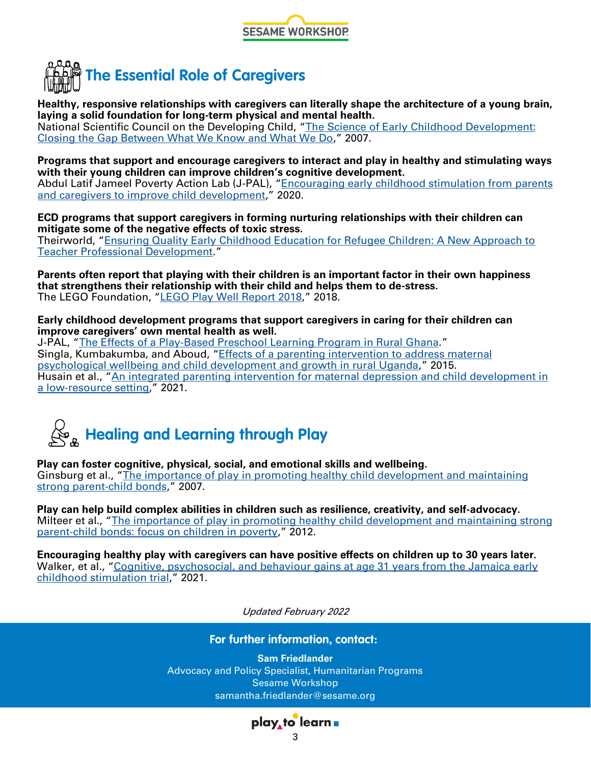## The Essential Role of Caregivers

**Healthy, responsive relationships with caregivers can literally shape the architecture of a young brain, laying a solid foundation for long-term physical and mental health.**
National Scientific Council on the Developing Child, "The Science of Early Childhood Development: Closing the Gap Between What We Know and What We Do," 2007.

**Programs that support and encourage caregivers to interact and play in healthy and stimulating ways with their young children can improve children's cognitive development.**
Abdul Latif Jameel Poverty Action Lab (J-PAL), "Encouraging early childhood stimulation from parents and caregivers to improve child development," 2020.

**ECD programs that support caregivers in forming nurturing relationships with their children can mitigate some of the negative effects of toxic stress.**
Theirworld, "Ensuring Quality Early Childhood Education for Refugee Children: A New Approach to Teacher Professional Development."

**Parents often report that playing with their children is an important factor in their own happiness that strengthens their relationship with their child and helps them to de-stress.**
The LEGO Foundation, "LEGO Play Well Report 2018," 2018.

**Early childhood development programs that support caregivers in caring for their children can improve caregivers' own mental health as well.**
J-PAL, "The Effects of a Play-Based Preschool Learning Program in Rural Ghana."
Singla, Kumbakumba, and Aboud, "Effects of a parenting intervention to address maternal psychological wellbeing and child development and growth in rural Uganda," 2015.
Husain et al., "An integrated parenting intervention for maternal depression and child development in a low-resource setting," 2021.

## Healing and Learning through Play

**Play can foster cognitive, physical, social, and emotional skills and wellbeing.**
Ginsburg et al., "The importance of play in promoting healthy child development and maintaining strong parent-child bonds," 2007.

**Play can help build complex abilities in children such as resilience, creativity, and self-advocacy.**
Milteer et al., "The importance of play in promoting healthy child development and maintaining strong parent-child bonds: focus on children in poverty," 2012.

**Encouraging healthy play with caregivers can have positive effects on children up to 30 years later.**
Walker, et al., "Cognitive, psychosocial, and behaviour gains at age 31 years from the Jamaica early childhood stimulation trial," 2021.

*Updated February 2022*

**For further information, contact:**

**Sam Friedlander**
Advocacy and Policy Specialist, Humanitarian Programs
Sesame Workshop
samantha.friedlander@sesame.org